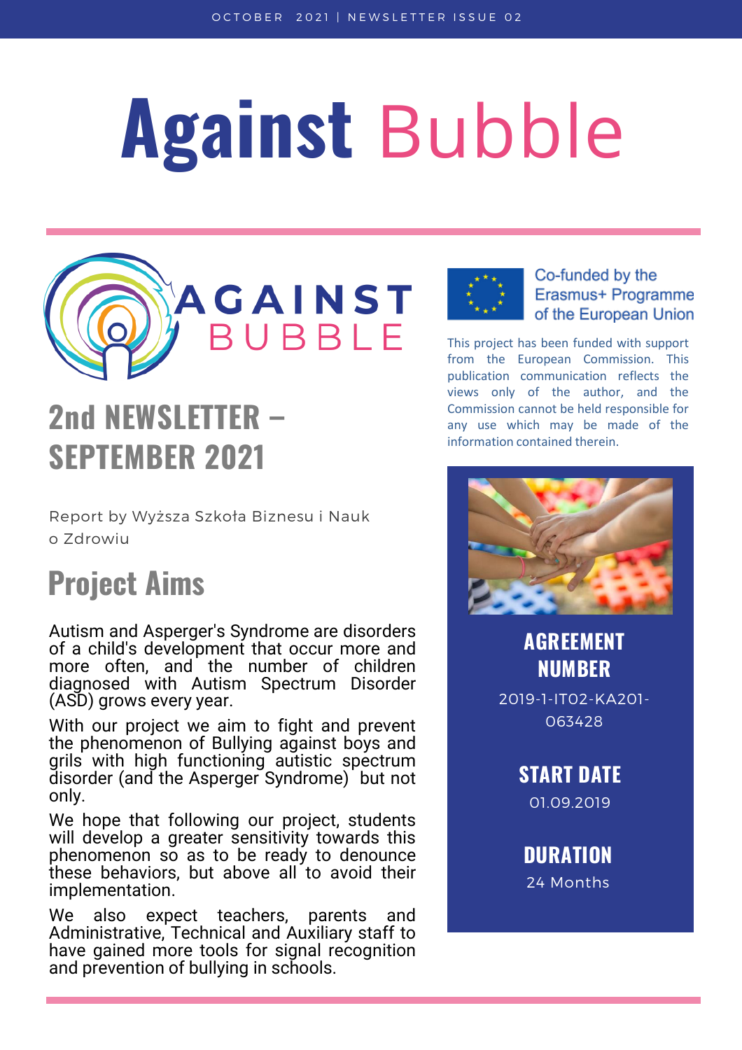OCTOBER 2021 | NEWSLETTER ISSUE 02

# Against Bubble

AGAINST BUBBLE

## 2nd NEWSLETTER – SEPTEMBER 2021

Report by Wyższa Szkoła Biznesu i Nauk o Zdrowiu

## Project Aims

Autism and Asperger's Syndrome are disorders of a child's development that occur more and more often, and the number of children diagnosed with Autism Spectrum Disorder (ASD) grows every year.

With our project we aim to fight and prevent the phenomenon of Bullying against boys and grils with high functioning autistic spectrum disorder (and the Asperger Syndrome) but not only.

We hope that following our project, students will develop a greater sensitivity towards this phenomenon so as to be ready to denounce these behaviors, but above all to avoid their implementation.

We also expect teachers, parents and Administrative, Technical and Auxiliary staff to have gained more tools for signal recognition and prevention of bullying in schools.

Co-funded by the Erasmus+ Programme of the European Union

This project has been funded with support from the European Commission. This publication communication reflects the views only of the author, and the Commission cannot be held responsible for any use which may be made of the information contained therein.

### AGREEMENT NUMBER

2019-1-IT02-KA201-063428

### START DATE

01.09.2019

### DURATION

24 Months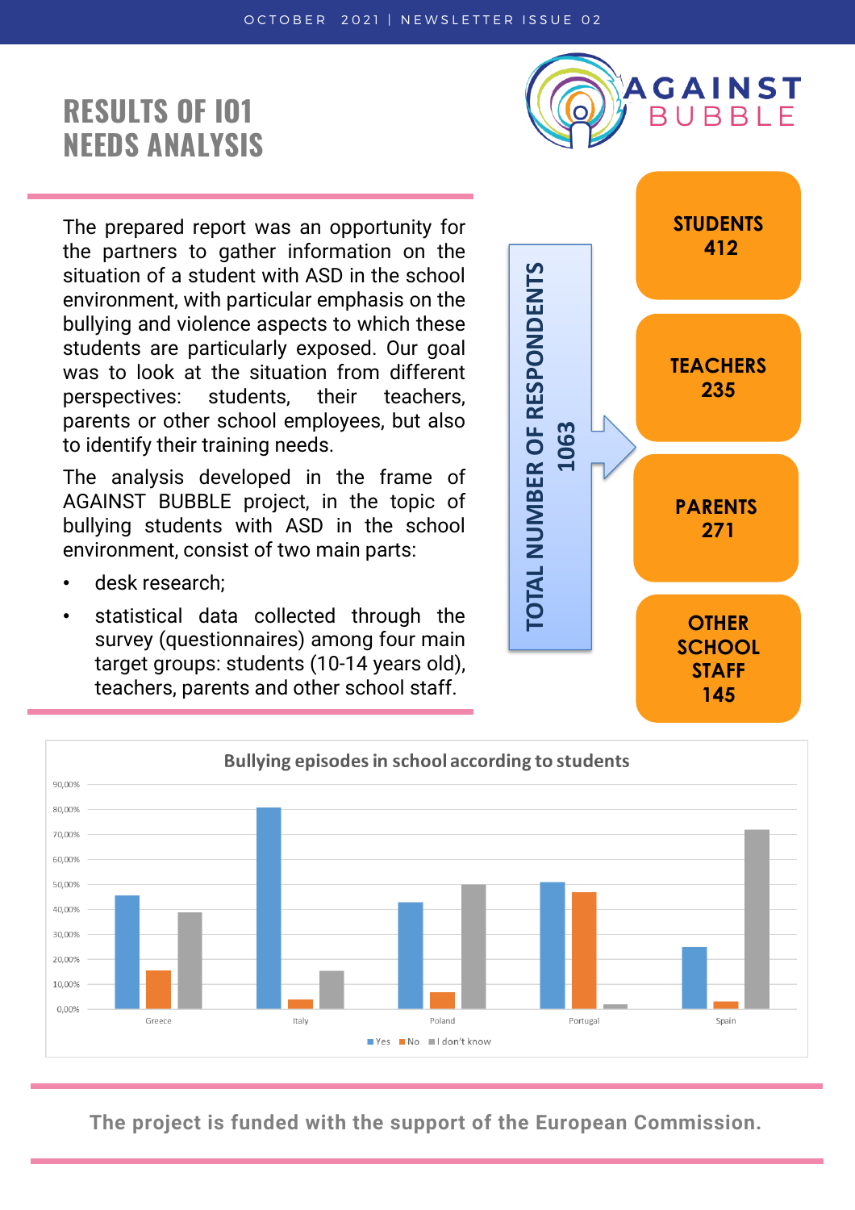# RESULTS OF IO1 NEEDS ANALYSIS

The prepared report was an opportunity for the partners to gather information on the situation of a student with ASD in the school environment, with particular emphasis on the bullying and violence aspects to which these students are particularly exposed. Our goal was to look at the situation from different perspectives: students, their teachers, parents or other school employees, but also to identify their training needs.

The analysis developed in the frame of AGAINST BUBBLE project, in the topic of bullying students with ASD in the school environment, consist of two main parts:

- desk research;
- statistical data collected through the survey (questionnaires) among four main target groups: students (10-14 years old), teachers, parents and other school staff.

**TOTAL NUMBER OF RESPONDENTS 1063**

- **STUDENTS 412**
- **TEACHERS 235**
- **PARENTS 271**
- **OTHER SCHOOL STAFF 145**

**Bullying episodes in school according to students**

Legend: Yes, No, I don't know

Countries: Greece, Italy, Poland, Portugal, Spain

**The project is funded with the support of the European Commission.**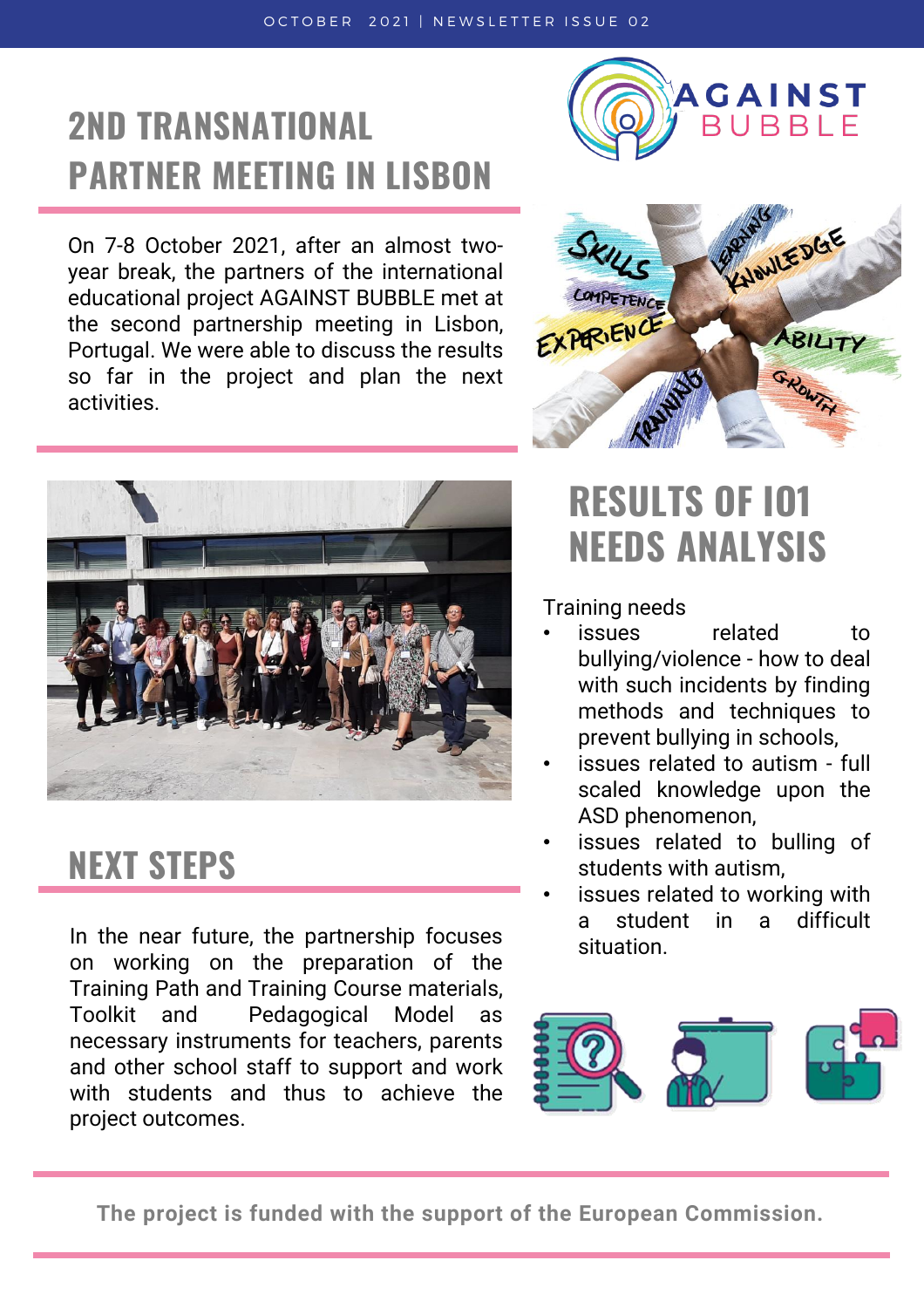# 2ND TRANSNATIONAL PARTNER MEETING IN LISBON

On 7-8 October 2021, after an almost two-year break, the partners of the international educational project AGAINST BUBBLE met at the second partnership meeting in Lisbon, Portugal. We were able to discuss the results so far in the project and plan the next activities.

# RESULTS OF IO1 NEEDS ANALYSIS

Training needs

- issues related to bullying/violence - how to deal with such incidents by finding methods and techniques to prevent bullying in schools,
- issues related to autism - full scaled knowledge upon the ASD phenomenon,
- issues related to bulling of students with autism,
- issues related to working with a student in a difficult situation.

# NEXT STEPS

In the near future, the partnership focuses on working on the preparation of the Training Path and Training Course materials, Toolkit and Pedagogical Model as necessary instruments for teachers, parents and other school staff to support and work with students and thus to achieve the project outcomes.

**The project is funded with the support of the European Commission.**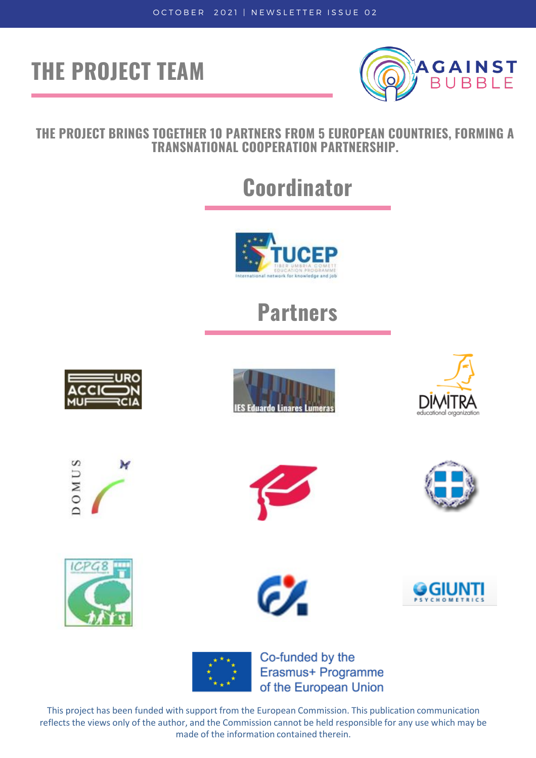# THE PROJECT TEAM

AGAINST BUBBLE

**THE PROJECT BRINGS TOGETHER 10 PARTNERS FROM 5 EUROPEAN COUNTRIES, FORMING A TRANSNATIONAL COOPERATION PARTNERSHIP.**

## Coordinator

TUCEP
TIBER UMBRIA COMETT EDUCATION PROGRAMME
International network for knowledge and job

## Partners

EURO ACCION MURCIA

IES Eduardo Linares Lumeras

DIMITRA educational organization

DOMUS

ICPG8

GIUNTI PSYCHOMETRICS

Co-funded by the Erasmus+ Programme of the European Union

This project has been funded with support from the European Commission. This publication communication reflects the views only of the author, and the Commission cannot be held responsible for any use which may be made of the information contained therein.